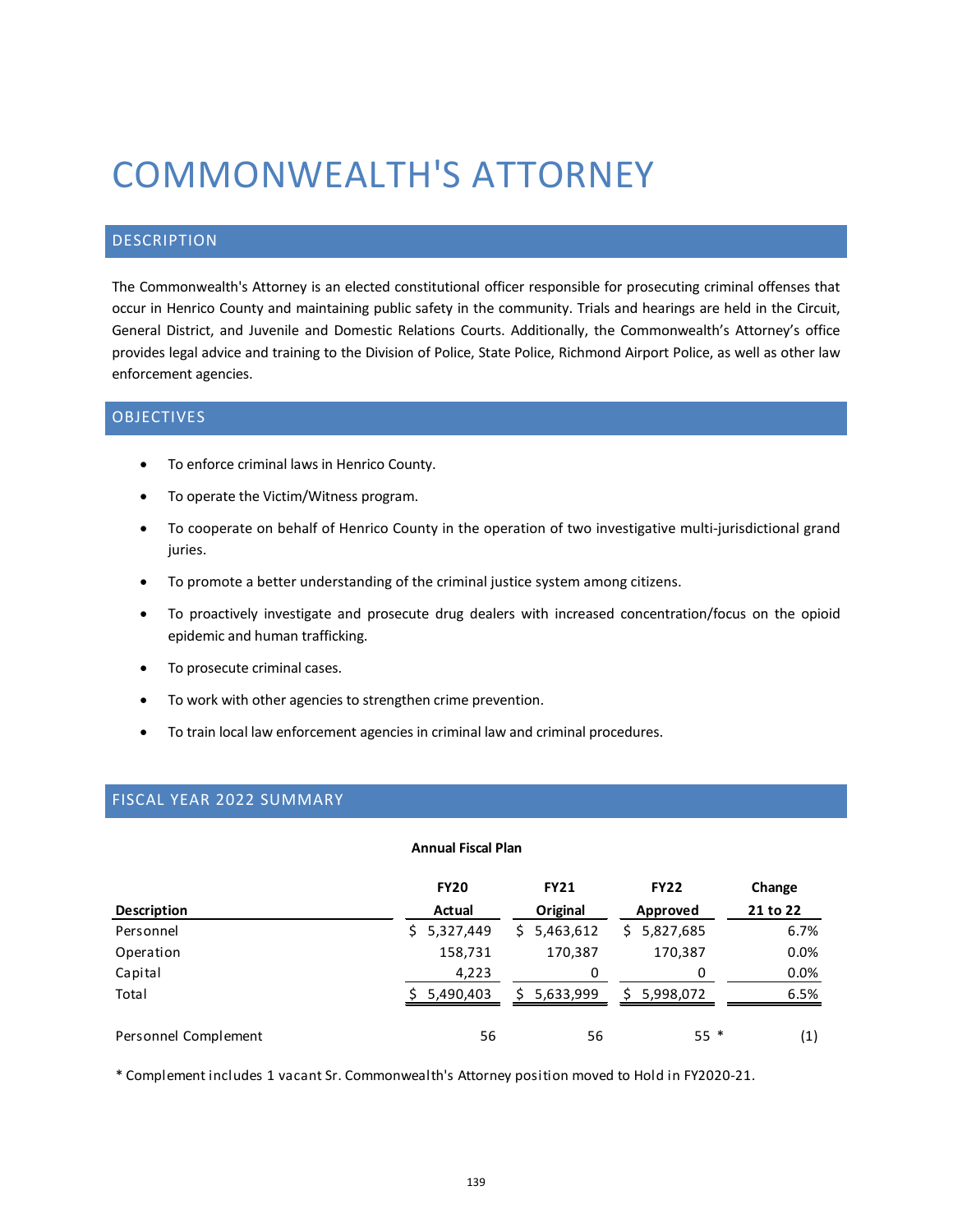# COMMONWEALTH'S ATTORNEY

## DESCRIPTION

The Commonwealth's Attorney is an elected constitutional officer responsible for prosecuting criminal offenses that occur in Henrico County and maintaining public safety in the community. Trials and hearings are held in the Circuit, General District, and Juvenile and Domestic Relations Courts. Additionally, the Commonwealth's Attorney's office provides legal advice and training to the Division of Police, State Police, Richmond Airport Police, as well as other law enforcement agencies.

## OBJECTIVES

- To enforce criminal laws in Henrico County.
- To operate the Victim/Witness program.
- To cooperate on behalf of Henrico County in the operation of two investigative multi-jurisdictional grand juries.
- To promote a better understanding of the criminal justice system among citizens.
- To proactively investigate and prosecute drug dealers with increased concentration/focus on the opioid epidemic and human trafficking.
- To prosecute criminal cases.
- To work with other agencies to strengthen crime prevention.
- To train local law enforcement agencies in criminal law and criminal procedures.

## FISCAL YEAR 2022 SUMMARY

**Annual Fiscal Plan**

| Description | FY20 Actual | FY21 Original | FY22 Approved | Change 21 to 22 |
|---|---|---|---|---|
| Personnel | $ 5,327,449 | $ 5,463,612 | $ 5,827,685 | 6.7% |
| Operation | 158,731 | 170,387 | 170,387 | 0.0% |
| Capital | 4,223 | 0 | 0 | 0.0% |
| Total | $ 5,490,403 | $ 5,633,999 | $ 5,998,072 | 6.5% |
| | | | | |
| Personnel Complement | 56 | 56 | 55 * | (1) |

* Complement includes 1 vacant Sr. Commonwealth's Attorney position moved to Hold in FY2020-21.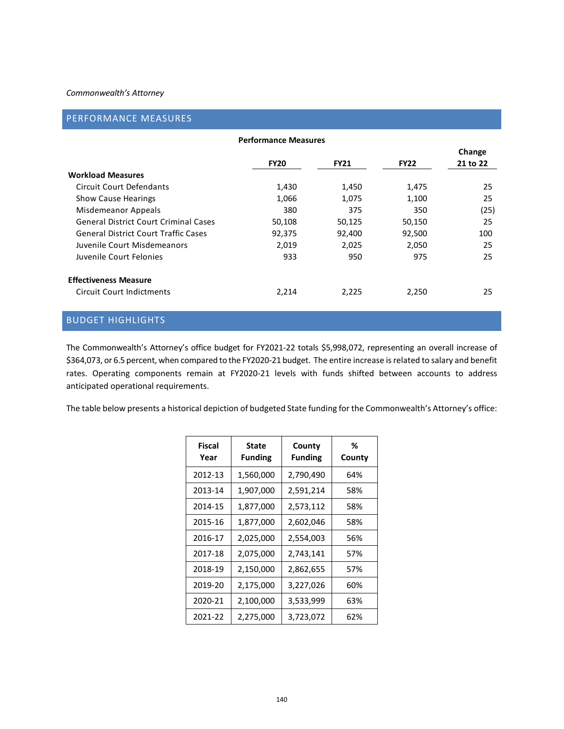*Commonwealth's Attorney*

## PERFORMANCE MEASURES

**Performance Measures**

| | FY20 | FY21 | FY22 | Change 21 to 22 |
|---|---|---|---|---|
| **Workload Measures** | | | | |
| Circuit Court Defendants | 1,430 | 1,450 | 1,475 | 25 |
| Show Cause Hearings | 1,066 | 1,075 | 1,100 | 25 |
| Misdemeanor Appeals | 380 | 375 | 350 | (25) |
| General District Court Criminal Cases | 50,108 | 50,125 | 50,150 | 25 |
| General District Court Traffic Cases | 92,375 | 92,400 | 92,500 | 100 |
| Juvenile Court Misdemeanors | 2,019 | 2,025 | 2,050 | 25 |
| Juvenile Court Felonies | 933 | 950 | 975 | 25 |
| **Effectiveness Measure** | | | | |
| Circuit Court Indictments | 2,214 | 2,225 | 2,250 | 25 |

## BUDGET HIGHLIGHTS

The Commonwealth's Attorney's office budget for FY2021-22 totals $5,998,072, representing an overall increase of $364,073, or 6.5 percent, when compared to the FY2020-21 budget. The entire increase is related to salary and benefit rates. Operating components remain at FY2020-21 levels with funds shifted between accounts to address anticipated operational requirements.

The table below presents a historical depiction of budgeted State funding for the Commonwealth's Attorney's office:

| Fiscal Year | State Funding | County Funding | % County |
|---|---|---|---|
| 2012-13 | 1,560,000 | 2,790,490 | 64% |
| 2013-14 | 1,907,000 | 2,591,214 | 58% |
| 2014-15 | 1,877,000 | 2,573,112 | 58% |
| 2015-16 | 1,877,000 | 2,602,046 | 58% |
| 2016-17 | 2,025,000 | 2,554,003 | 56% |
| 2017-18 | 2,075,000 | 2,743,141 | 57% |
| 2018-19 | 2,150,000 | 2,862,655 | 57% |
| 2019-20 | 2,175,000 | 3,227,026 | 60% |
| 2020-21 | 2,100,000 | 3,533,999 | 63% |
| 2021-22 | 2,275,000 | 3,723,072 | 62% |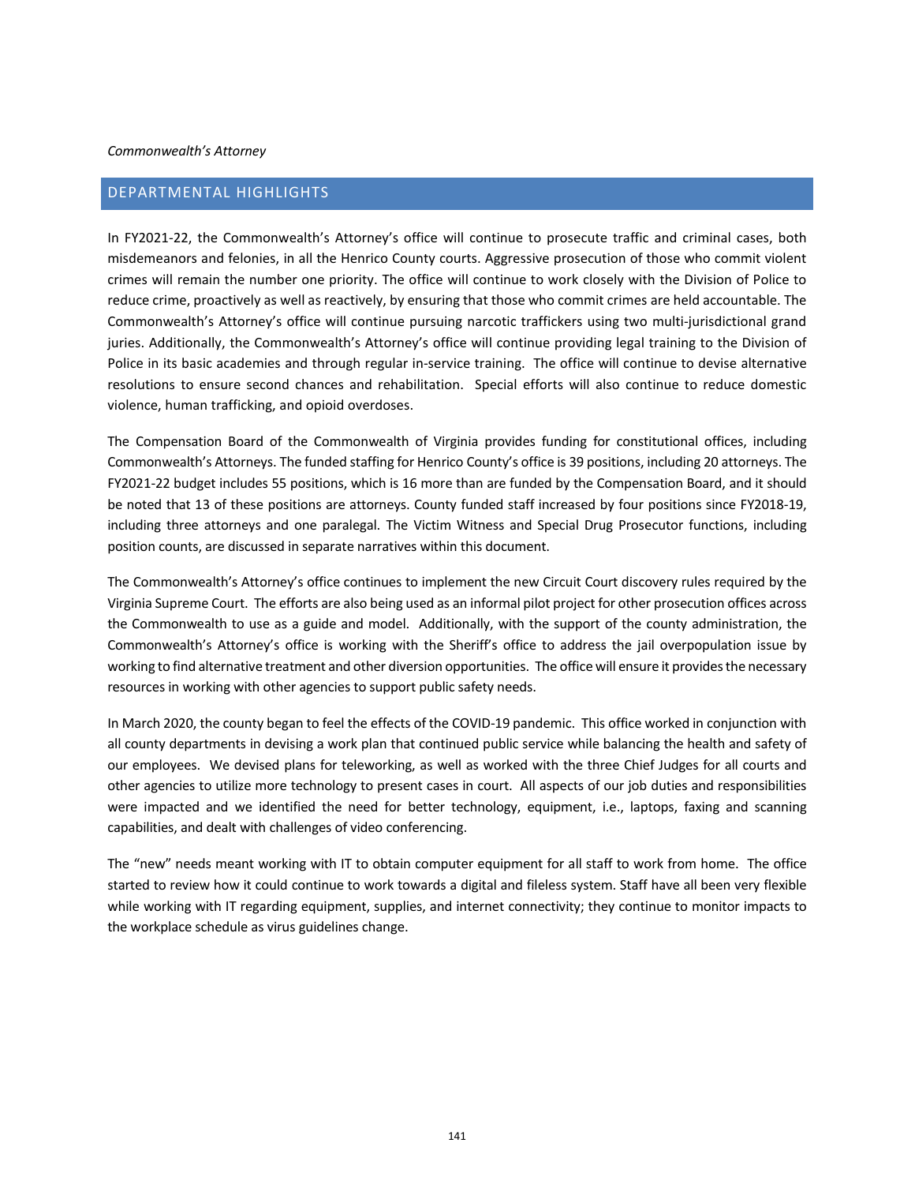*Commonwealth's Attorney*

## DEPARTMENTAL HIGHLIGHTS

In FY2021-22, the Commonwealth's Attorney's office will continue to prosecute traffic and criminal cases, both misdemeanors and felonies, in all the Henrico County courts. Aggressive prosecution of those who commit violent crimes will remain the number one priority. The office will continue to work closely with the Division of Police to reduce crime, proactively as well as reactively, by ensuring that those who commit crimes are held accountable. The Commonwealth's Attorney's office will continue pursuing narcotic traffickers using two multi-jurisdictional grand juries. Additionally, the Commonwealth's Attorney's office will continue providing legal training to the Division of Police in its basic academies and through regular in-service training. The office will continue to devise alternative resolutions to ensure second chances and rehabilitation. Special efforts will also continue to reduce domestic violence, human trafficking, and opioid overdoses.

The Compensation Board of the Commonwealth of Virginia provides funding for constitutional offices, including Commonwealth's Attorneys. The funded staffing for Henrico County's office is 39 positions, including 20 attorneys. The FY2021-22 budget includes 55 positions, which is 16 more than are funded by the Compensation Board, and it should be noted that 13 of these positions are attorneys. County funded staff increased by four positions since FY2018-19, including three attorneys and one paralegal. The Victim Witness and Special Drug Prosecutor functions, including position counts, are discussed in separate narratives within this document.

The Commonwealth's Attorney's office continues to implement the new Circuit Court discovery rules required by the Virginia Supreme Court. The efforts are also being used as an informal pilot project for other prosecution offices across the Commonwealth to use as a guide and model. Additionally, with the support of the county administration, the Commonwealth's Attorney's office is working with the Sheriff's office to address the jail overpopulation issue by working to find alternative treatment and other diversion opportunities. The office will ensure it provides the necessary resources in working with other agencies to support public safety needs.

In March 2020, the county began to feel the effects of the COVID-19 pandemic. This office worked in conjunction with all county departments in devising a work plan that continued public service while balancing the health and safety of our employees. We devised plans for teleworking, as well as worked with the three Chief Judges for all courts and other agencies to utilize more technology to present cases in court. All aspects of our job duties and responsibilities were impacted and we identified the need for better technology, equipment, i.e., laptops, faxing and scanning capabilities, and dealt with challenges of video conferencing.

The "new" needs meant working with IT to obtain computer equipment for all staff to work from home. The office started to review how it could continue to work towards a digital and fileless system. Staff have all been very flexible while working with IT regarding equipment, supplies, and internet connectivity; they continue to monitor impacts to the workplace schedule as virus guidelines change.